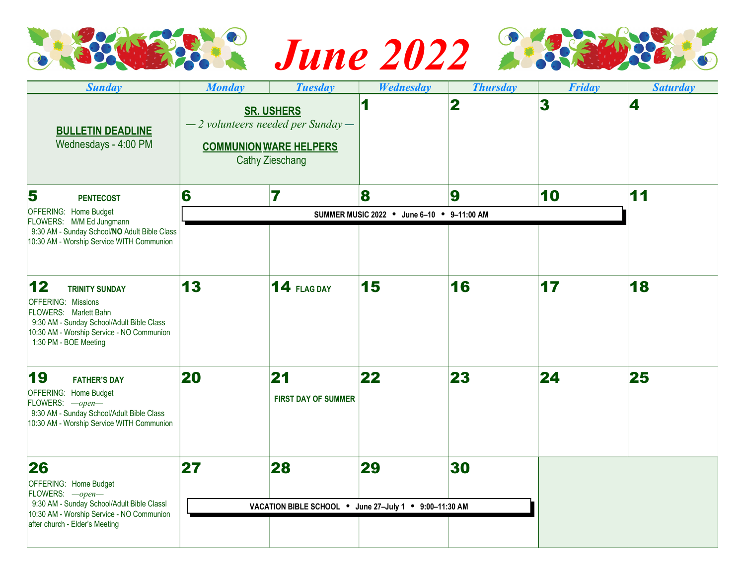# June 2022

| Sunday | Monday | Tuesday | Wednesday | Thursday | Friday | Saturday |
|---|---|---|---|---|---|---|
| **BULLETIN DEADLINE** Wednesdays - 4:00 PM | **SR. USHERS** *— 2 volunteers needed per Sunday —* **COMMUNION WARE HELPERS** Cathy Zieschang | | 1 | 2 | 3 | 4 |
| 5 **PENTECOST** OFFERING: Home Budget FLOWERS: M/M Ed Jungmann 9:30 AM - Sunday School/**NO** Adult Bible Class 10:30 AM - Worship Service WITH Communion | 6 **SUMMER MUSIC 2022 • June 6–10 • 9–11:00 AM** | 7 | 8 | 9 | 10 | 11 |
| 12 **TRINITY SUNDAY** OFFERING: Missions FLOWERS: Marlett Bahn 9:30 AM - Sunday School/Adult Bible Class 10:30 AM - Worship Service - NO Communion 1:30 PM - BOE Meeting | 13 | 14 **FLAG DAY** | 15 | 16 | 17 | 18 |
| 19 **FATHER'S DAY** OFFERING: Home Budget FLOWERS: *—open—* 9:30 AM - Sunday School/Adult Bible Class 10:30 AM - Worship Service WITH Communion | 20 | 21 **FIRST DAY OF SUMMER** | 22 | 23 | 24 | 25 |
| 26 OFFERING: Home Budget FLOWERS: *—open—* 9:30 AM - Sunday School/Adult Bible Classl 10:30 AM - Worship Service - NO Communion after church - Elder's Meeting | 27 **VACATION BIBLE SCHOOL • June 27–July 1 • 9:00–11:30 AM** | 28 | 29 | 30 | | |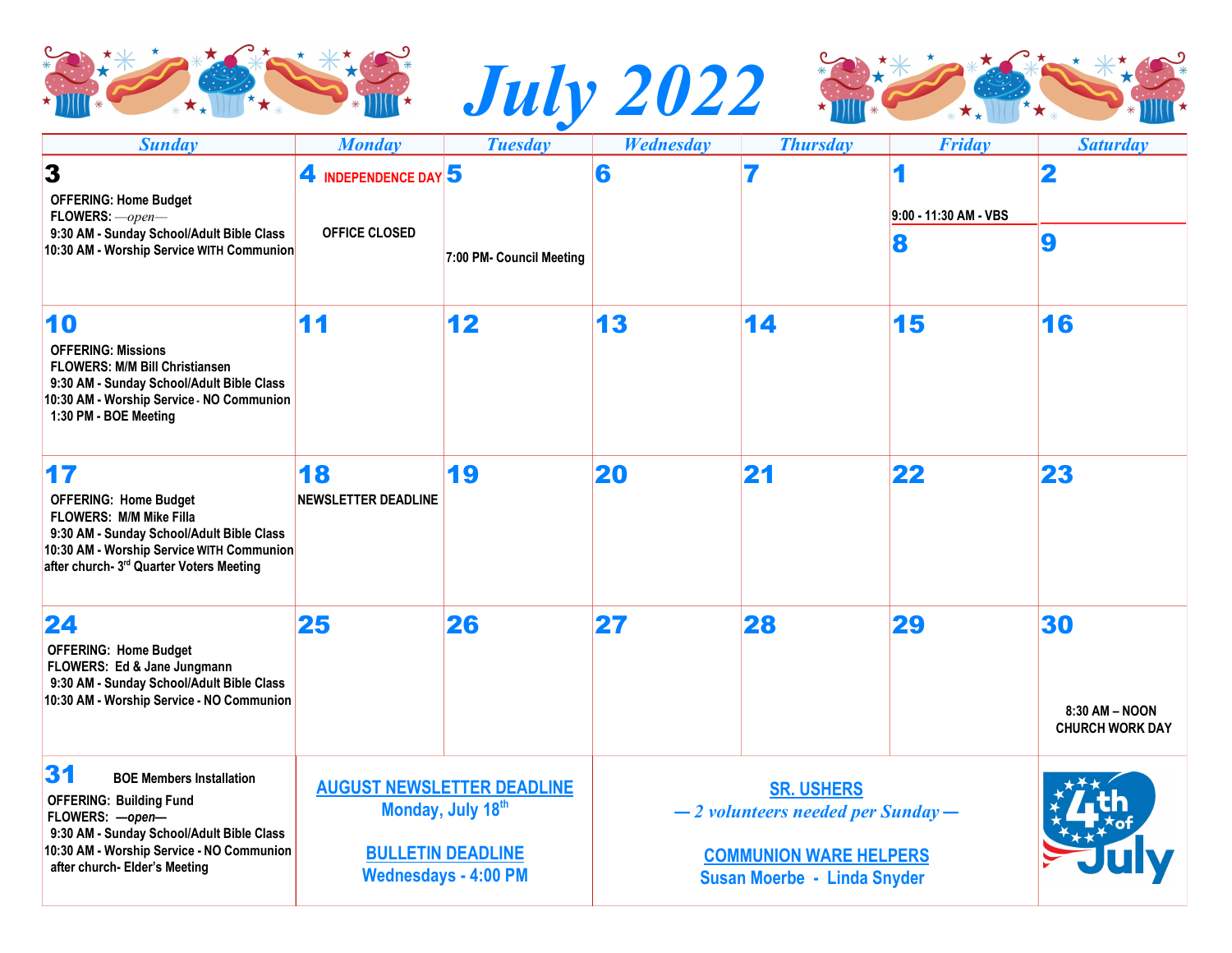# July 2022

| Sunday | Monday | Tuesday | Wednesday | Thursday | Friday | Saturday |
|---|---|---|---|---|---|---|
| **3** OFFERING: Home Budget FLOWERS: —open— 9:30 AM - Sunday School/Adult Bible Class 10:30 AM - Worship Service WITH Communion | **4** INDEPENDENCE DAY OFFICE CLOSED | **5** 7:00 PM- Council Meeting | **6** | **7** | **1** 9:00 - 11:30 AM - VBS **8** | **2** **9** |
| **10** OFFERING: Missions FLOWERS: M/M Bill Christiansen 9:30 AM - Sunday School/Adult Bible Class 10:30 AM - Worship Service - NO Communion 1:30 PM - BOE Meeting | **11** | **12** | **13** | **14** | **15** | **16** |
| **17** OFFERING: Home Budget FLOWERS: M/M Mike Filla 9:30 AM - Sunday School/Adult Bible Class 10:30 AM - Worship Service WITH Communion after church- 3rd Quarter Voters Meeting | **18** NEWSLETTER DEADLINE | **19** | **20** | **21** | **22** | **23** |
| **24** OFFERING: Home Budget FLOWERS: Ed & Jane Jungmann 9:30 AM - Sunday School/Adult Bible Class 10:30 AM - Worship Service - NO Communion | **25** | **26** | **27** | **28** | **29** | **30** 8:30 AM – NOON CHURCH WORK DAY |
| **31** BOE Members Installation OFFERING: Building Fund FLOWERS: —open— 9:30 AM - Sunday School/Adult Bible Class 10:30 AM - Worship Service - NO Communion after church- Elder's Meeting | **AUGUST NEWSLETTER DEADLINE** Monday, July 18th **BULLETIN DEADLINE** Wednesdays - 4:00 PM | | **SR. USHERS** *— 2 volunteers needed per Sunday —* **COMMUNION WARE HELPERS** Susan Moerbe - Linda Snyder | | | 4th of July |